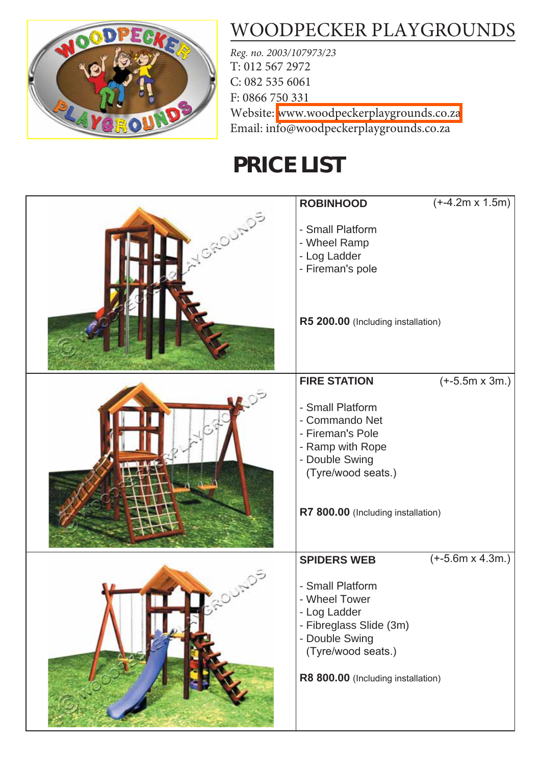# WOODPECKER PLAYGROUNDS

*Reg. no. 2003/107973/23*
T: 012 567 2972
C: 082 535 6061
F: 0866 750 331
Website: www.woodpeckerplaygrounds.co.za
Email: info@woodpeckerplaygrounds.co.za

## PRICE LIST

**ROBINHOOD** (+-4.2m x 1.5m)

- Small Platform
- Wheel Ramp
- Log Ladder
- Fireman's pole

**R5 200.00** (Including installation)

**FIRE STATION** (+-5.5m x 3m.)

- Small Platform
- Commando Net
- Fireman's Pole
- Ramp with Rope
- Double Swing (Tyre/wood seats.)

**R7 800.00** (Including installation)

**SPIDERS WEB** (+-5.6m x 4.3m.)

- Small Platform
- Wheel Tower
- Log Ladder
- Fibreglass Slide (3m)
- Double Swing (Tyre/wood seats.)

**R8 800.00** (Including installation)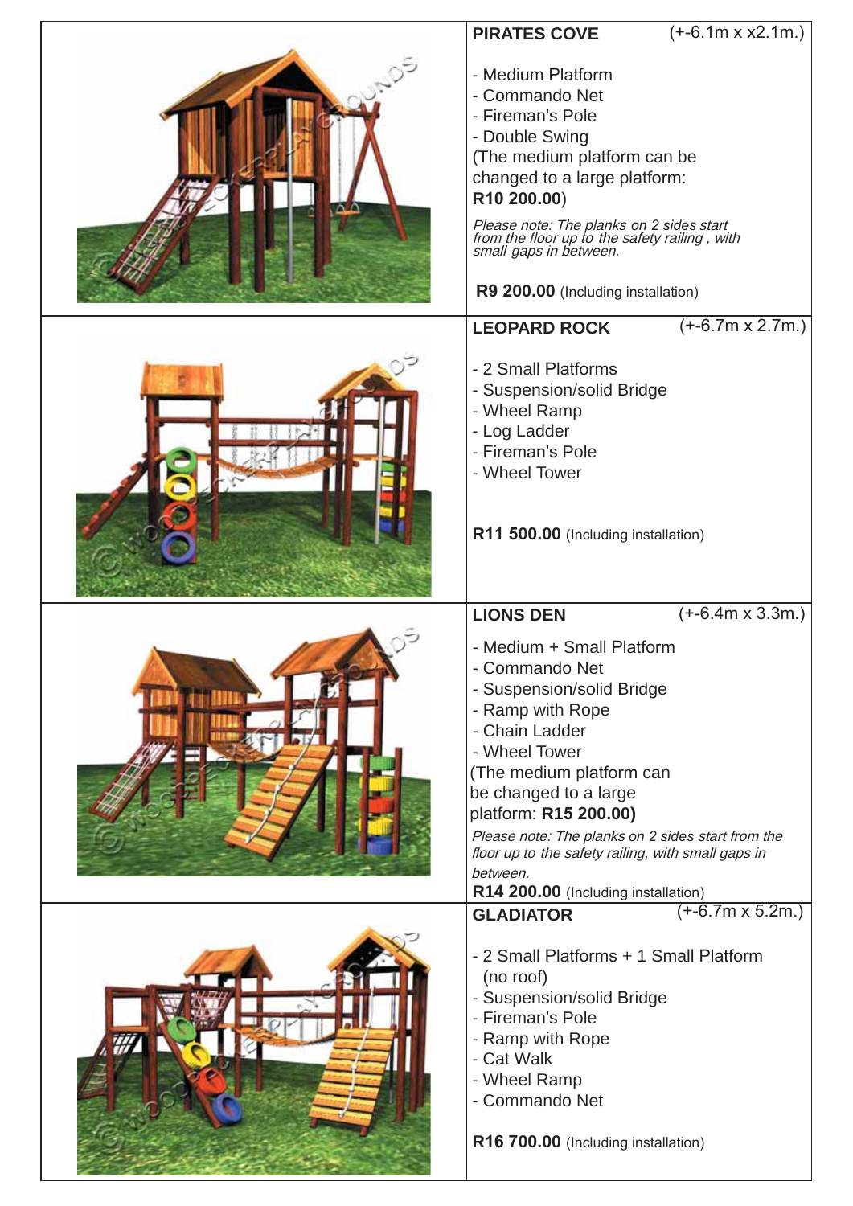## PIRATES COVE (+-6.1m x x2.1m.)

- Medium Platform
- Commando Net
- Fireman's Pole
- Double Swing

(The medium platform can be changed to a large platform: **R10 200.00**)

*Please note: The planks on 2 sides start from the floor up to the safety railing , with small gaps in between.*

**R9 200.00** (Including installation)

## LEOPARD ROCK (+-6.7m x 2.7m.)

- 2 Small Platforms
- Suspension/solid Bridge
- Wheel Ramp
- Log Ladder
- Fireman's Pole
- Wheel Tower

**R11 500.00** (Including installation)

## LIONS DEN (+-6.4m x 3.3m.)

- Medium + Small Platform
- Commando Net
- Suspension/solid Bridge
- Ramp with Rope
- Chain Ladder
- Wheel Tower

(The medium platform can be changed to a large platform: **R15 200.00)**

*Please note: The planks on 2 sides start from the floor up to the safety railing, with small gaps in between.*

**R14 200.00** (Including installation)

## GLADIATOR (+-6.7m x 5.2m.)

- 2 Small Platforms + 1 Small Platform (no roof)
- Suspension/solid Bridge
- Fireman's Pole
- Ramp with Rope
- Cat Walk
- Wheel Ramp
- Commando Net

**R16 700.00** (Including installation)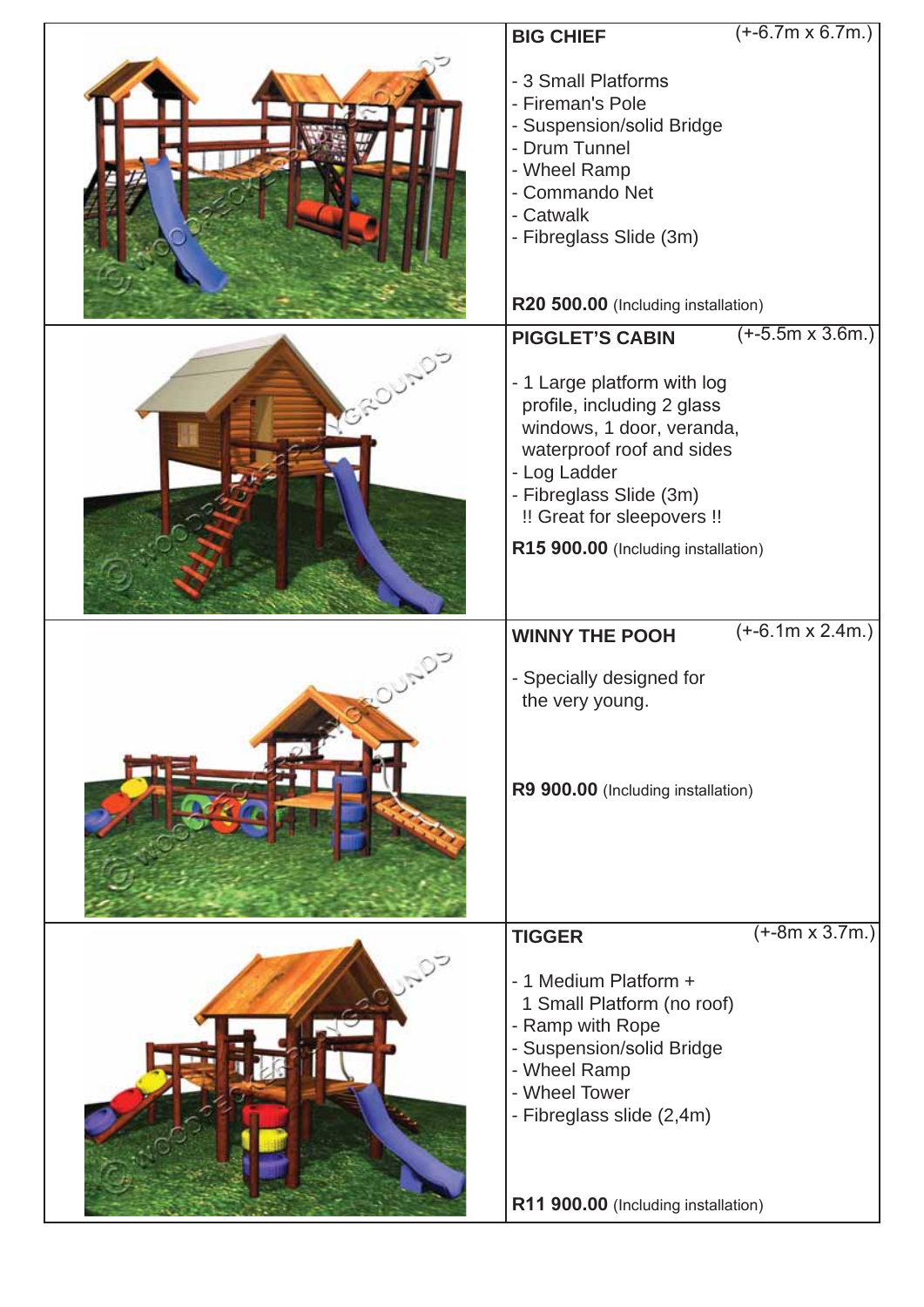## BIG CHIEF

(+-6.7m x 6.7m.)

- 3 Small Platforms
- Fireman's Pole
- Suspension/solid Bridge
- Drum Tunnel
- Wheel Ramp
- Commando Net
- Catwalk
- Fibreglass Slide (3m)

**R20 500.00** (Including installation)

## PIGGLET'S CABIN

(+-5.5m x 3.6m.)

- 1 Large platform with log profile, including 2 glass windows, 1 door, veranda, waterproof roof and sides
- Log Ladder
- Fibreglass Slide (3m)

!! Great for sleepovers !!

**R15 900.00** (Including installation)

## WINNY THE POOH

(+-6.1m x 2.4m.)

- Specially designed for the very young.

**R9 900.00** (Including installation)

## TIGGER

(+-8m x 3.7m.)

- 1 Medium Platform + 1 Small Platform (no roof)
- Ramp with Rope
- Suspension/solid Bridge
- Wheel Ramp
- Wheel Tower
- Fibreglass slide (2,4m)

**R11 900.00** (Including installation)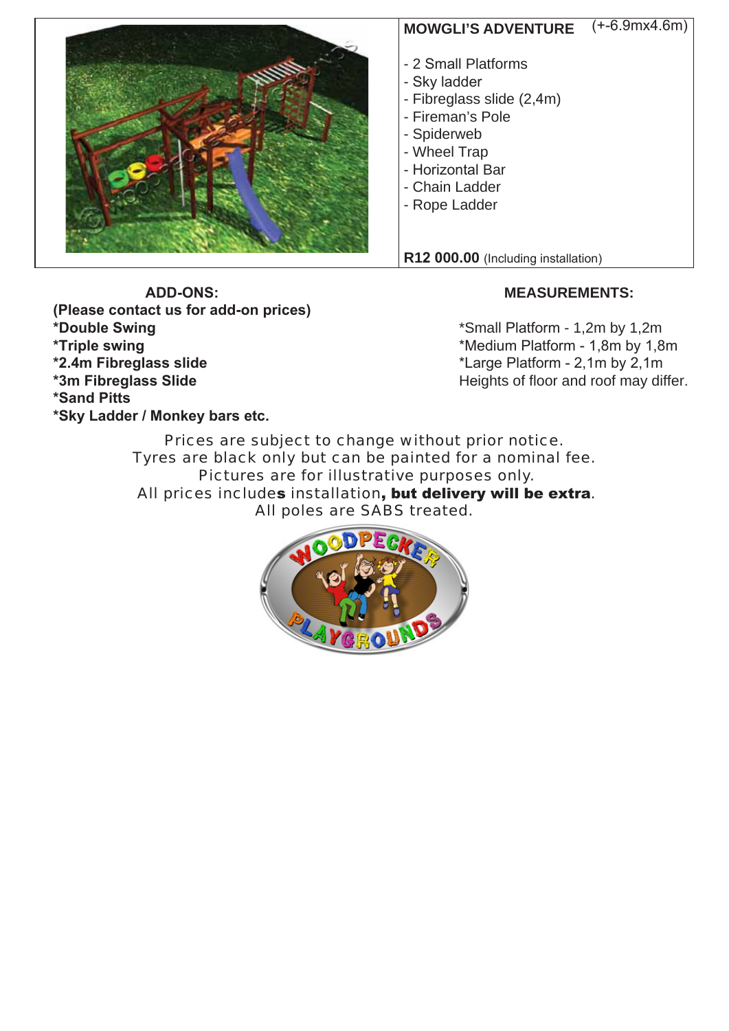**MOWGLI'S ADVENTURE** (+-6.9mx4.6m)

- 2 Small Platforms
- Sky ladder
- Fibreglass slide (2,4m)
- Fireman's Pole
- Spiderweb
- Wheel Trap
- Horizontal Bar
- Chain Ladder
- Rope Ladder

**R12 000.00** (Including installation)

**ADD-ONS:**
**(Please contact us for add-on prices)**
**\*Double Swing**
**\*Triple swing**
**\*2.4m Fibreglass slide**
**\*3m Fibreglass Slide**
**\*Sand Pitts**
**\*Sky Ladder / Monkey bars etc.**

**MEASUREMENTS:**

*Small Platform - 1,2m by 1,2m
*Medium Platform - 1,8m by 1,8m
*Large Platform - 2,1m by 2,1m
Heights of floor and roof may differ.

Prices are subject to change without prior notice.
Tyres are black only but can be painted for a nominal fee.
Pictures are for illustrative purposes only.
All prices include**s** installation**, but delivery will be extra**.
All poles are SABS treated.

WOODPECKER PLAYGROUNDS